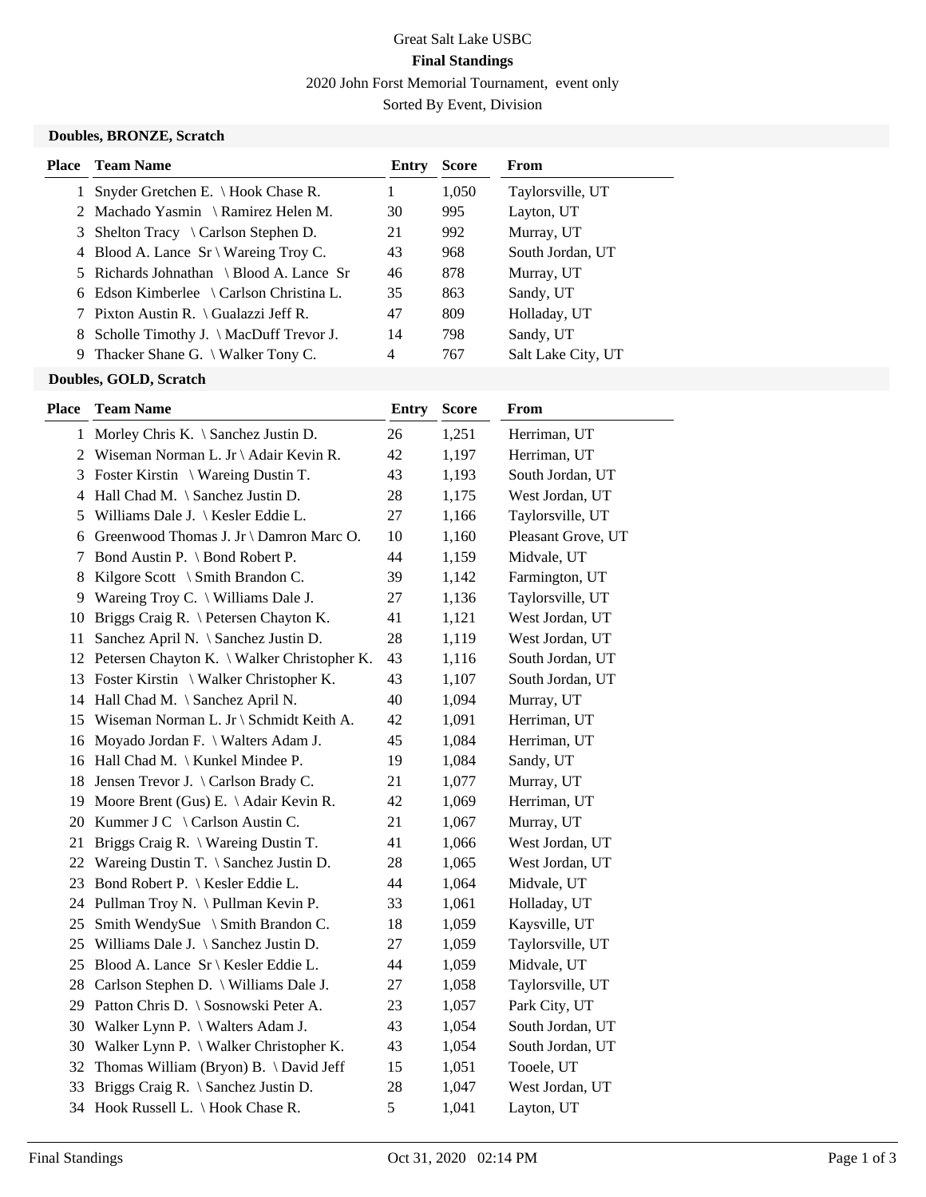Great Salt Lake USBC

**Final Standings**

2020 John Forst Memorial Tournament, event only

Sorted By Event, Division

### Doubles, BRONZE, Scratch

| Place | Team Name | Entry | Score | From |
|---|---|---|---|---|
| 1 | Snyder Gretchen E. \ Hook Chase R. | 1 | 1,050 | Taylorsville, UT |
| 2 | Machado Yasmin \ Ramirez Helen M. | 30 | 995 | Layton, UT |
| 3 | Shelton Tracy \ Carlson Stephen D. | 21 | 992 | Murray, UT |
| 4 | Blood A. Lance Sr \ Wareing Troy C. | 43 | 968 | South Jordan, UT |
| 5 | Richards Johnathan \ Blood A. Lance Sr | 46 | 878 | Murray, UT |
| 6 | Edson Kimberlee \ Carlson Christina L. | 35 | 863 | Sandy, UT |
| 7 | Pixton Austin R. \ Gualazzi Jeff R. | 47 | 809 | Holladay, UT |
| 8 | Scholle Timothy J. \ MacDuff Trevor J. | 14 | 798 | Sandy, UT |
| 9 | Thacker Shane G. \ Walker Tony C. | 4 | 767 | Salt Lake City, UT |

### Doubles, GOLD, Scratch

| Place | Team Name | Entry | Score | From |
|---|---|---|---|---|
| 1 | Morley Chris K. \ Sanchez Justin D. | 26 | 1,251 | Herriman, UT |
| 2 | Wiseman Norman L. Jr \ Adair Kevin R. | 42 | 1,197 | Herriman, UT |
| 3 | Foster Kirstin \ Wareing Dustin T. | 43 | 1,193 | South Jordan, UT |
| 4 | Hall Chad M. \ Sanchez Justin D. | 28 | 1,175 | West Jordan, UT |
| 5 | Williams Dale J. \ Kesler Eddie L. | 27 | 1,166 | Taylorsville, UT |
| 6 | Greenwood Thomas J. Jr \ Damron Marc O. | 10 | 1,160 | Pleasant Grove, UT |
| 7 | Bond Austin P. \ Bond Robert P. | 44 | 1,159 | Midvale, UT |
| 8 | Kilgore Scott \ Smith Brandon C. | 39 | 1,142 | Farmington, UT |
| 9 | Wareing Troy C. \ Williams Dale J. | 27 | 1,136 | Taylorsville, UT |
| 10 | Briggs Craig R. \ Petersen Chayton K. | 41 | 1,121 | West Jordan, UT |
| 11 | Sanchez April N. \ Sanchez Justin D. | 28 | 1,119 | West Jordan, UT |
| 12 | Petersen Chayton K. \ Walker Christopher K. | 43 | 1,116 | South Jordan, UT |
| 13 | Foster Kirstin \ Walker Christopher K. | 43 | 1,107 | South Jordan, UT |
| 14 | Hall Chad M. \ Sanchez April N. | 40 | 1,094 | Murray, UT |
| 15 | Wiseman Norman L. Jr \ Schmidt Keith A. | 42 | 1,091 | Herriman, UT |
| 16 | Moyado Jordan F. \ Walters Adam J. | 45 | 1,084 | Herriman, UT |
| 16 | Hall Chad M. \ Kunkel Mindee P. | 19 | 1,084 | Sandy, UT |
| 18 | Jensen Trevor J. \ Carlson Brady C. | 21 | 1,077 | Murray, UT |
| 19 | Moore Brent (Gus) E. \ Adair Kevin R. | 42 | 1,069 | Herriman, UT |
| 20 | Kummer J C \ Carlson Austin C. | 21 | 1,067 | Murray, UT |
| 21 | Briggs Craig R. \ Wareing Dustin T. | 41 | 1,066 | West Jordan, UT |
| 22 | Wareing Dustin T. \ Sanchez Justin D. | 28 | 1,065 | West Jordan, UT |
| 23 | Bond Robert P. \ Kesler Eddie L. | 44 | 1,064 | Midvale, UT |
| 24 | Pullman Troy N. \ Pullman Kevin P. | 33 | 1,061 | Holladay, UT |
| 25 | Smith WendySue \ Smith Brandon C. | 18 | 1,059 | Kaysville, UT |
| 25 | Williams Dale J. \ Sanchez Justin D. | 27 | 1,059 | Taylorsville, UT |
| 25 | Blood A. Lance Sr \ Kesler Eddie L. | 44 | 1,059 | Midvale, UT |
| 28 | Carlson Stephen D. \ Williams Dale J. | 27 | 1,058 | Taylorsville, UT |
| 29 | Patton Chris D. \ Sosnowski Peter A. | 23 | 1,057 | Park City, UT |
| 30 | Walker Lynn P. \ Walters Adam J. | 43 | 1,054 | South Jordan, UT |
| 30 | Walker Lynn P. \ Walker Christopher K. | 43 | 1,054 | South Jordan, UT |
| 32 | Thomas William (Bryon) B. \ David Jeff | 15 | 1,051 | Tooele, UT |
| 33 | Briggs Craig R. \ Sanchez Justin D. | 28 | 1,047 | West Jordan, UT |
| 34 | Hook Russell L. \ Hook Chase R. | 5 | 1,041 | Layton, UT |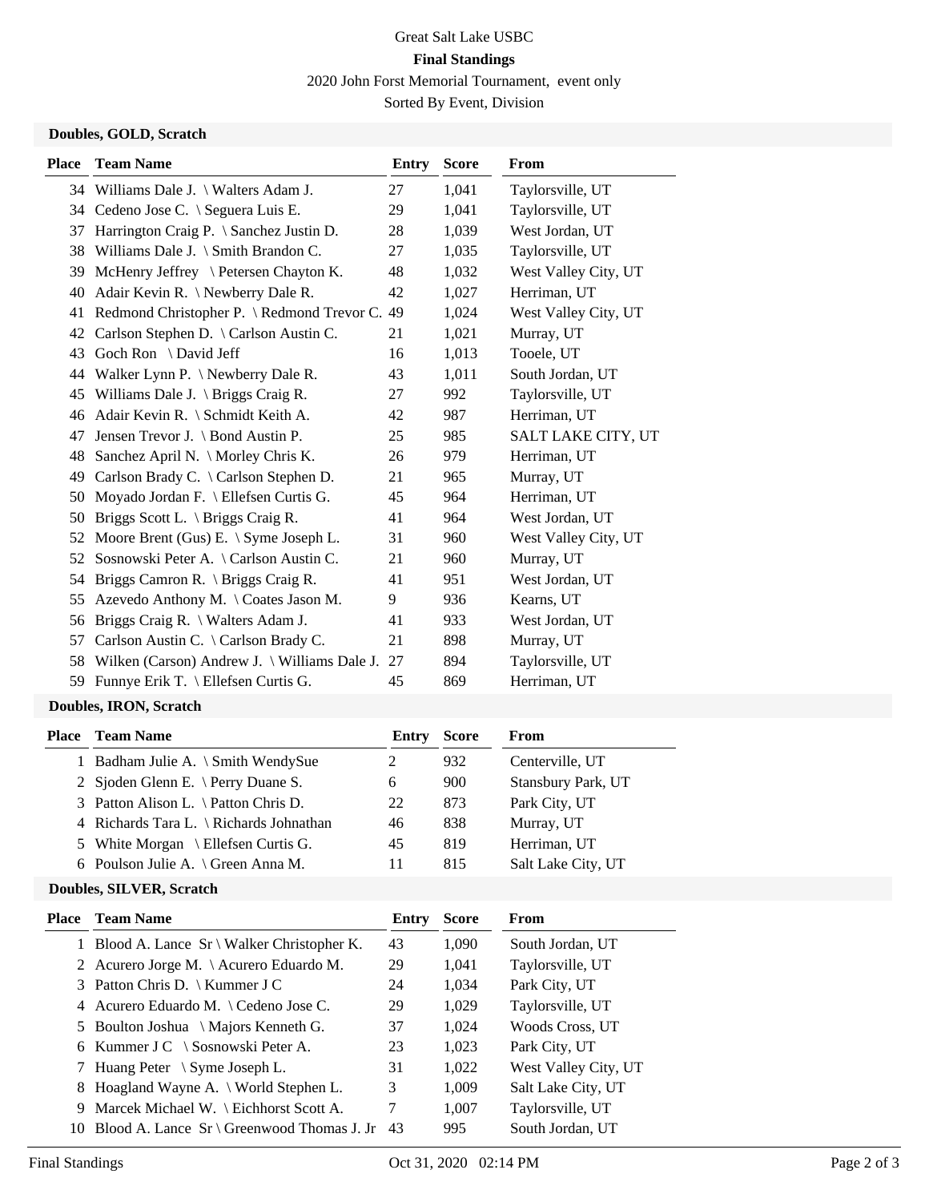Great Salt Lake USBC

**Final Standings**

2020 John Forst Memorial Tournament, event only

Sorted By Event, Division

### Doubles, GOLD, Scratch

| Place | Team Name | Entry | Score | From |
|---|---|---|---|---|
| 34 | Williams Dale J. \ Walters Adam J. | 27 | 1,041 | Taylorsville, UT |
| 34 | Cedeno Jose C. \ Seguera Luis E. | 29 | 1,041 | Taylorsville, UT |
| 37 | Harrington Craig P. \ Sanchez Justin D. | 28 | 1,039 | West Jordan, UT |
| 38 | Williams Dale J. \ Smith Brandon C. | 27 | 1,035 | Taylorsville, UT |
| 39 | McHenry Jeffrey \ Petersen Chayton K. | 48 | 1,032 | West Valley City, UT |
| 40 | Adair Kevin R. \ Newberry Dale R. | 42 | 1,027 | Herriman, UT |
| 41 | Redmond Christopher P. \ Redmond Trevor C. | 49 | 1,024 | West Valley City, UT |
| 42 | Carlson Stephen D. \ Carlson Austin C. | 21 | 1,021 | Murray, UT |
| 43 | Goch Ron \ David Jeff | 16 | 1,013 | Tooele, UT |
| 44 | Walker Lynn P. \ Newberry Dale R. | 43 | 1,011 | South Jordan, UT |
| 45 | Williams Dale J. \ Briggs Craig R. | 27 | 992 | Taylorsville, UT |
| 46 | Adair Kevin R. \ Schmidt Keith A. | 42 | 987 | Herriman, UT |
| 47 | Jensen Trevor J. \ Bond Austin P. | 25 | 985 | SALT LAKE CITY, UT |
| 48 | Sanchez April N. \ Morley Chris K. | 26 | 979 | Herriman, UT |
| 49 | Carlson Brady C. \ Carlson Stephen D. | 21 | 965 | Murray, UT |
| 50 | Moyado Jordan F. \ Ellefsen Curtis G. | 45 | 964 | Herriman, UT |
| 50 | Briggs Scott L. \ Briggs Craig R. | 41 | 964 | West Jordan, UT |
| 52 | Moore Brent (Gus) E. \ Syme Joseph L. | 31 | 960 | West Valley City, UT |
| 52 | Sosnowski Peter A. \ Carlson Austin C. | 21 | 960 | Murray, UT |
| 54 | Briggs Camron R. \ Briggs Craig R. | 41 | 951 | West Jordan, UT |
| 55 | Azevedo Anthony M. \ Coates Jason M. | 9 | 936 | Kearns, UT |
| 56 | Briggs Craig R. \ Walters Adam J. | 41 | 933 | West Jordan, UT |
| 57 | Carlson Austin C. \ Carlson Brady C. | 21 | 898 | Murray, UT |
| 58 | Wilken (Carson) Andrew J. \ Williams Dale J. | 27 | 894 | Taylorsville, UT |
| 59 | Funnye Erik T. \ Ellefsen Curtis G. | 45 | 869 | Herriman, UT |

### Doubles, IRON, Scratch

| Place | Team Name | Entry | Score | From |
|---|---|---|---|---|
| 1 | Badham Julie A. \ Smith WendySue | 2 | 932 | Centerville, UT |
| 2 | Sjoden Glenn E. \ Perry Duane S. | 6 | 900 | Stansbury Park, UT |
| 3 | Patton Alison L. \ Patton Chris D. | 22 | 873 | Park City, UT |
| 4 | Richards Tara L. \ Richards Johnathan | 46 | 838 | Murray, UT |
| 5 | White Morgan \ Ellefsen Curtis G. | 45 | 819 | Herriman, UT |
| 6 | Poulson Julie A. \ Green Anna M. | 11 | 815 | Salt Lake City, UT |

### Doubles, SILVER, Scratch

| Place | Team Name | Entry | Score | From |
|---|---|---|---|---|
| 1 | Blood A. Lance Sr \ Walker Christopher K. | 43 | 1,090 | South Jordan, UT |
| 2 | Acurero Jorge M. \ Acurero Eduardo M. | 29 | 1,041 | Taylorsville, UT |
| 3 | Patton Chris D. \ Kummer J C | 24 | 1,034 | Park City, UT |
| 4 | Acurero Eduardo M. \ Cedeno Jose C. | 29 | 1,029 | Taylorsville, UT |
| 5 | Boulton Joshua \ Majors Kenneth G. | 37 | 1,024 | Woods Cross, UT |
| 6 | Kummer J C \ Sosnowski Peter A. | 23 | 1,023 | Park City, UT |
| 7 | Huang Peter \ Syme Joseph L. | 31 | 1,022 | West Valley City, UT |
| 8 | Hoagland Wayne A. \ World Stephen L. | 3 | 1,009 | Salt Lake City, UT |
| 9 | Marcek Michael W. \ Eichhorst Scott A. | 7 | 1,007 | Taylorsville, UT |
| 10 | Blood A. Lance Sr \ Greenwood Thomas J. Jr | 43 | 995 | South Jordan, UT |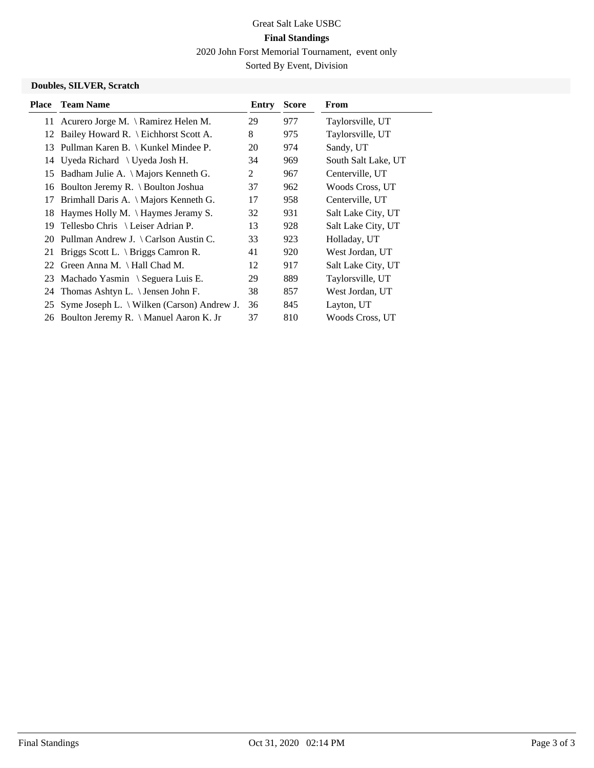Great Salt Lake USBC

**Final Standings**

2020 John Forst Memorial Tournament, event only

Sorted By Event, Division

### Doubles, SILVER, Scratch

| Place | Team Name | Entry | Score | From |
|---|---|---|---|---|
| 11 | Acurero Jorge M. \ Ramirez Helen M. | 29 | 977 | Taylorsville, UT |
| 12 | Bailey Howard R. \ Eichhorst Scott A. | 8 | 975 | Taylorsville, UT |
| 13 | Pullman Karen B. \ Kunkel Mindee P. | 20 | 974 | Sandy, UT |
| 14 | Uyeda Richard \ Uyeda Josh H. | 34 | 969 | South Salt Lake, UT |
| 15 | Badham Julie A. \ Majors Kenneth G. | 2 | 967 | Centerville, UT |
| 16 | Boulton Jeremy R. \ Boulton Joshua | 37 | 962 | Woods Cross, UT |
| 17 | Brimhall Daris A. \ Majors Kenneth G. | 17 | 958 | Centerville, UT |
| 18 | Haymes Holly M. \ Haymes Jeramy S. | 32 | 931 | Salt Lake City, UT |
| 19 | Tellesbo Chris \ Leiser Adrian P. | 13 | 928 | Salt Lake City, UT |
| 20 | Pullman Andrew J. \ Carlson Austin C. | 33 | 923 | Holladay, UT |
| 21 | Briggs Scott L. \ Briggs Camron R. | 41 | 920 | West Jordan, UT |
| 22 | Green Anna M. \ Hall Chad M. | 12 | 917 | Salt Lake City, UT |
| 23 | Machado Yasmin \ Seguera Luis E. | 29 | 889 | Taylorsville, UT |
| 24 | Thomas Ashtyn L. \ Jensen John F. | 38 | 857 | West Jordan, UT |
| 25 | Syme Joseph L. \ Wilken (Carson) Andrew J. | 36 | 845 | Layton, UT |
| 26 | Boulton Jeremy R. \ Manuel Aaron K. Jr | 37 | 810 | Woods Cross, UT |